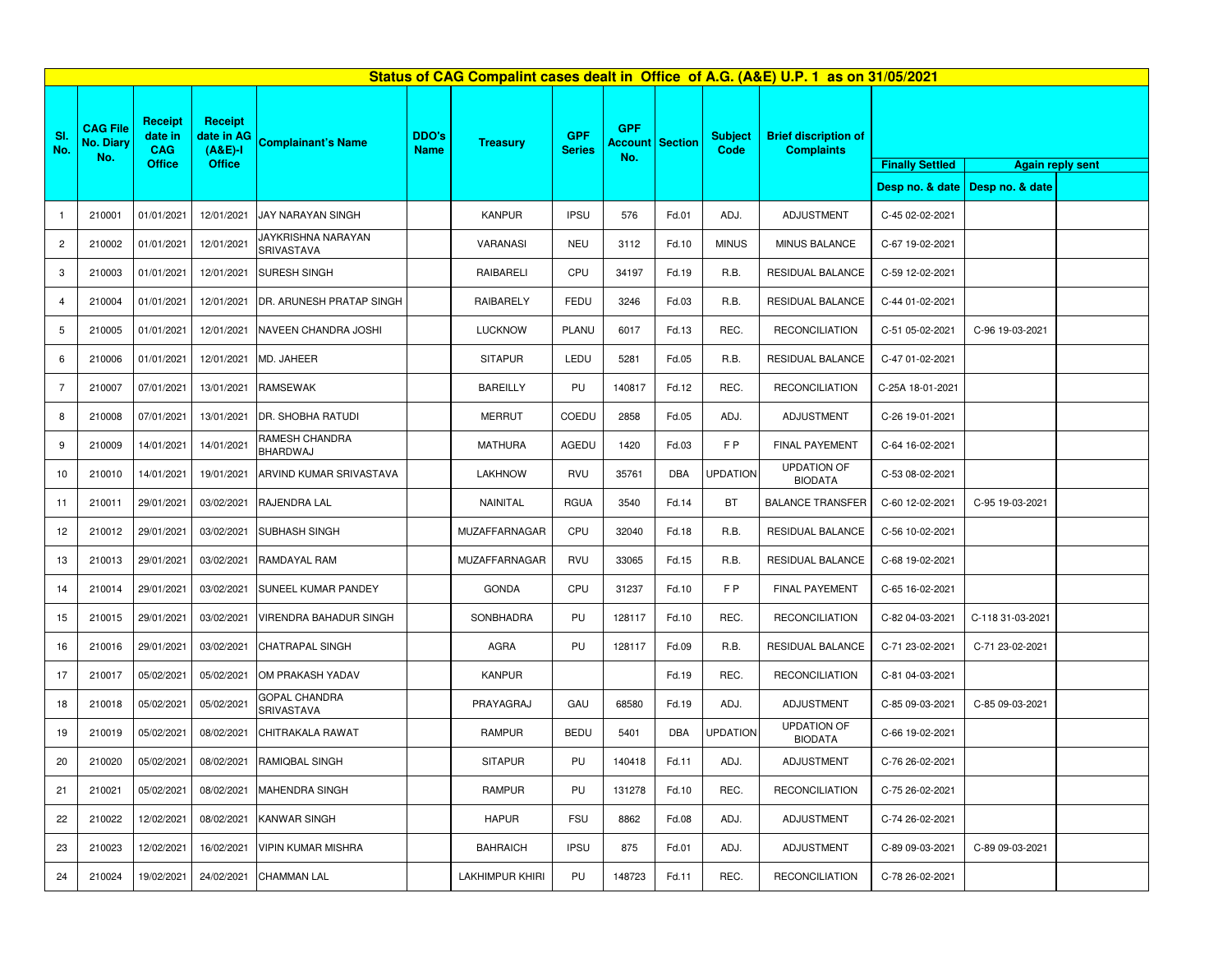## Status of CAG Compalint cases dealt in Office of A.G. (A&E) U.P. 1 as on 31/05/2021

| Sl. No. | CAG File No. Diary No. | Receipt date in CAG Office | Receipt date in AG (A&E)-I Office | Complainant's Name | DDO's Name | Treasury | GPF Series | GPF Account No. | Section | Subject Code | Brief discription of Complaints | Finally Settled | Again reply sent | |
|---|---|---|---|---|---|---|---|---|---|---|---|---|---|---|
| | | | | | | | | | | | | Desp no. & date | Desp no. & date | |
| 1 | 210001 | 01/01/2021 | 12/01/2021 | JAY NARAYAN SINGH | | KANPUR | IPSU | 576 | Fd.01 | ADJ. | ADJUSTMENT | C-45 02-02-2021 | | |
| 2 | 210002 | 01/01/2021 | 12/01/2021 | JAYKRISHNA NARAYAN SRIVASTAVA | | VARANASI | NEU | 3112 | Fd.10 | MINUS | MINUS BALANCE | C-67 19-02-2021 | | |
| 3 | 210003 | 01/01/2021 | 12/01/2021 | SURESH SINGH | | RAIBARELI | CPU | 34197 | Fd.19 | R.B. | RESIDUAL BALANCE | C-59 12-02-2021 | | |
| 4 | 210004 | 01/01/2021 | 12/01/2021 | DR. ARUNESH PRATAP SINGH | | RAIBARELY | FEDU | 3246 | Fd.03 | R.B. | RESIDUAL BALANCE | C-44 01-02-2021 | | |
| 5 | 210005 | 01/01/2021 | 12/01/2021 | NAVEEN CHANDRA JOSHI | | LUCKNOW | PLANU | 6017 | Fd.13 | REC. | RECONCILIATION | C-51 05-02-2021 | C-96 19-03-2021 | |
| 6 | 210006 | 01/01/2021 | 12/01/2021 | MD. JAHEER | | SITAPUR | LEDU | 5281 | Fd.05 | R.B. | RESIDUAL BALANCE | C-47 01-02-2021 | | |
| 7 | 210007 | 07/01/2021 | 13/01/2021 | RAMSEWAK | | BAREILLY | PU | 140817 | Fd.12 | REC. | RECONCILIATION | C-25A 18-01-2021 | | |
| 8 | 210008 | 07/01/2021 | 13/01/2021 | DR. SHOBHA RATUDI | | MERRUT | COEDU | 2858 | Fd.05 | ADJ. | ADJUSTMENT | C-26 19-01-2021 | | |
| 9 | 210009 | 14/01/2021 | 14/01/2021 | RAMESH CHANDRA BHARDWAJ | | MATHURA | AGEDU | 1420 | Fd.03 | F P | FINAL PAYEMENT | C-64 16-02-2021 | | |
| 10 | 210010 | 14/01/2021 | 19/01/2021 | ARVIND KUMAR SRIVASTAVA | | LAKHNOW | RVU | 35761 | DBA | UPDATION | UPDATION OF BIODATA | C-53 08-02-2021 | | |
| 11 | 210011 | 29/01/2021 | 03/02/2021 | RAJENDRA LAL | | NAINITAL | RGUA | 3540 | Fd.14 | BT | BALANCE TRANSFER | C-60 12-02-2021 | C-95 19-03-2021 | |
| 12 | 210012 | 29/01/2021 | 03/02/2021 | SUBHASH SINGH | | MUZAFFARNAGAR | CPU | 32040 | Fd.18 | R.B. | RESIDUAL BALANCE | C-56 10-02-2021 | | |
| 13 | 210013 | 29/01/2021 | 03/02/2021 | RAMDAYAL RAM | | MUZAFFARNAGAR | RVU | 33065 | Fd.15 | R.B. | RESIDUAL BALANCE | C-68 19-02-2021 | | |
| 14 | 210014 | 29/01/2021 | 03/02/2021 | SUNEEL KUMAR PANDEY | | GONDA | CPU | 31237 | Fd.10 | F P | FINAL PAYEMENT | C-65 16-02-2021 | | |
| 15 | 210015 | 29/01/2021 | 03/02/2021 | VIRENDRA BAHADUR SINGH | | SONBHADRA | PU | 128117 | Fd.10 | REC. | RECONCILIATION | C-82 04-03-2021 | C-118 31-03-2021 | |
| 16 | 210016 | 29/01/2021 | 03/02/2021 | CHATRAPAL SINGH | | AGRA | PU | 128117 | Fd.09 | R.B. | RESIDUAL BALANCE | C-71 23-02-2021 | C-71 23-02-2021 | |
| 17 | 210017 | 05/02/2021 | 05/02/2021 | OM PRAKASH YADAV | | KANPUR | | | Fd.19 | REC. | RECONCILIATION | C-81 04-03-2021 | | |
| 18 | 210018 | 05/02/2021 | 05/02/2021 | GOPAL CHANDRA SRIVASTAVA | | PRAYAGRAJ | GAU | 68580 | Fd.19 | ADJ. | ADJUSTMENT | C-85 09-03-2021 | C-85 09-03-2021 | |
| 19 | 210019 | 05/02/2021 | 08/02/2021 | CHITRAKALA RAWAT | | RAMPUR | BEDU | 5401 | DBA | UPDATION | UPDATION OF BIODATA | C-66 19-02-2021 | | |
| 20 | 210020 | 05/02/2021 | 08/02/2021 | RAMIQBAL SINGH | | SITAPUR | PU | 140418 | Fd.11 | ADJ. | ADJUSTMENT | C-76 26-02-2021 | | |
| 21 | 210021 | 05/02/2021 | 08/02/2021 | MAHENDRA SINGH | | RAMPUR | PU | 131278 | Fd.10 | REC. | RECONCILIATION | C-75 26-02-2021 | | |
| 22 | 210022 | 12/02/2021 | 08/02/2021 | KANWAR SINGH | | HAPUR | FSU | 8862 | Fd.08 | ADJ. | ADJUSTMENT | C-74 26-02-2021 | | |
| 23 | 210023 | 12/02/2021 | 16/02/2021 | VIPIN KUMAR MISHRA | | BAHRAICH | IPSU | 875 | Fd.01 | ADJ. | ADJUSTMENT | C-89 09-03-2021 | C-89 09-03-2021 | |
| 24 | 210024 | 19/02/2021 | 24/02/2021 | CHAMMAN LAL | | LAKHIMPUR KHIRI | PU | 148723 | Fd.11 | REC. | RECONCILIATION | C-78 26-02-2021 | | |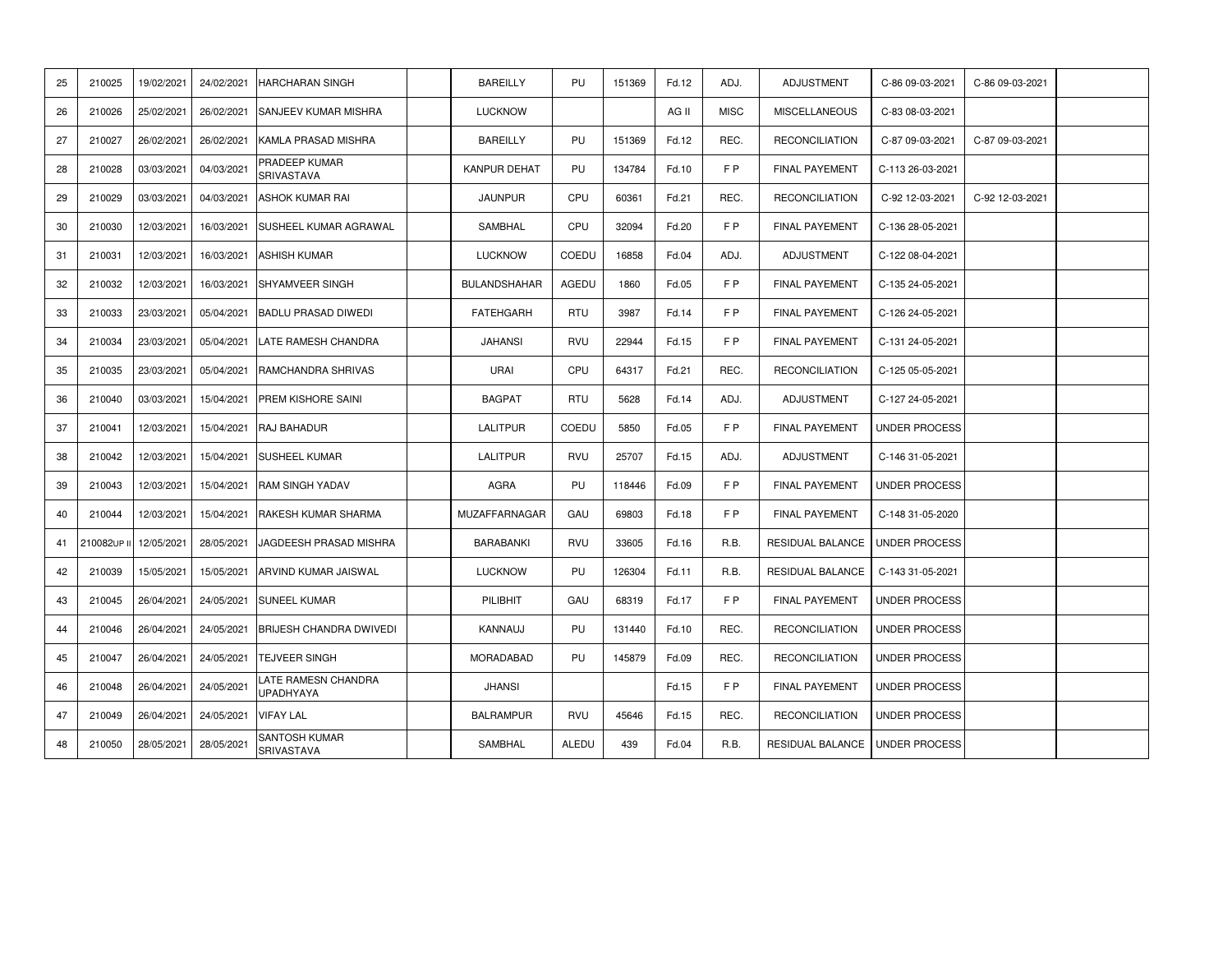| | | | | | | | | | | | | | | | |
|---|---|---|---|---|---|---|---|---|---|---|---|---|---|---|---|
| 25 | 210025 | 19/02/2021 | 24/02/2021 | HARCHARAN SINGH | | BAREILLY | PU | 151369 | Fd.12 | ADJ. | ADJUSTMENT | C-86 09-03-2021 | C-86 09-03-2021 | |
| 26 | 210026 | 25/02/2021 | 26/02/2021 | SANJEEV KUMAR MISHRA | | LUCKNOW | | | AG II | MISC | MISCELLANEOUS | C-83 08-03-2021 | | |
| 27 | 210027 | 26/02/2021 | 26/02/2021 | KAMLA PRASAD MISHRA | | BAREILLY | PU | 151369 | Fd.12 | REC. | RECONCILIATION | C-87 09-03-2021 | C-87 09-03-2021 | |
| 28 | 210028 | 03/03/2021 | 04/03/2021 | PRADEEP KUMAR SRIVASTAVA | | KANPUR DEHAT | PU | 134784 | Fd.10 | F P | FINAL PAYEMENT | C-113 26-03-2021 | | |
| 29 | 210029 | 03/03/2021 | 04/03/2021 | ASHOK KUMAR RAI | | JAUNPUR | CPU | 60361 | Fd.21 | REC. | RECONCILIATION | C-92 12-03-2021 | C-92 12-03-2021 | |
| 30 | 210030 | 12/03/2021 | 16/03/2021 | SUSHEEL KUMAR AGRAWAL | | SAMBHAL | CPU | 32094 | Fd.20 | F P | FINAL PAYEMENT | C-136 28-05-2021 | | |
| 31 | 210031 | 12/03/2021 | 16/03/2021 | ASHISH KUMAR | | LUCKNOW | COEDU | 16858 | Fd.04 | ADJ. | ADJUSTMENT | C-122 08-04-2021 | | |
| 32 | 210032 | 12/03/2021 | 16/03/2021 | SHYAMVEER SINGH | | BULANDSHAHAR | AGEDU | 1860 | Fd.05 | F P | FINAL PAYEMENT | C-135 24-05-2021 | | |
| 33 | 210033 | 23/03/2021 | 05/04/2021 | BADLU PRASAD DIWEDI | | FATEHGARH | RTU | 3987 | Fd.14 | F P | FINAL PAYEMENT | C-126 24-05-2021 | | |
| 34 | 210034 | 23/03/2021 | 05/04/2021 | LATE RAMESH CHANDRA | | JAHANSI | RVU | 22944 | Fd.15 | F P | FINAL PAYEMENT | C-131 24-05-2021 | | |
| 35 | 210035 | 23/03/2021 | 05/04/2021 | RAMCHANDRA SHRIVAS | | URAI | CPU | 64317 | Fd.21 | REC. | RECONCILIATION | C-125 05-05-2021 | | |
| 36 | 210040 | 03/03/2021 | 15/04/2021 | PREM KISHORE SAINI | | BAGPAT | RTU | 5628 | Fd.14 | ADJ. | ADJUSTMENT | C-127 24-05-2021 | | |
| 37 | 210041 | 12/03/2021 | 15/04/2021 | RAJ BAHADUR | | LALITPUR | COEDU | 5850 | Fd.05 | F P | FINAL PAYEMENT | UNDER PROCESS | | |
| 38 | 210042 | 12/03/2021 | 15/04/2021 | SUSHEEL KUMAR | | LALITPUR | RVU | 25707 | Fd.15 | ADJ. | ADJUSTMENT | C-146 31-05-2021 | | |
| 39 | 210043 | 12/03/2021 | 15/04/2021 | RAM SINGH YADAV | | AGRA | PU | 118446 | Fd.09 | F P | FINAL PAYEMENT | UNDER PROCESS | | |
| 40 | 210044 | 12/03/2021 | 15/04/2021 | RAKESH KUMAR SHARMA | | MUZAFFARNAGAR | GAU | 69803 | Fd.18 | F P | FINAL PAYEMENT | C-148 31-05-2020 | | |
| 41 | 210082UP II | 12/05/2021 | 28/05/2021 | JAGDEESH PRASAD MISHRA | | BARABANKI | RVU | 33605 | Fd.16 | R.B. | RESIDUAL BALANCE | UNDER PROCESS | | |
| 42 | 210039 | 15/05/2021 | 15/05/2021 | ARVIND KUMAR JAISWAL | | LUCKNOW | PU | 126304 | Fd.11 | R.B. | RESIDUAL BALANCE | C-143 31-05-2021 | | |
| 43 | 210045 | 26/04/2021 | 24/05/2021 | SUNEEL KUMAR | | PILIBHIT | GAU | 68319 | Fd.17 | F P | FINAL PAYEMENT | UNDER PROCESS | | |
| 44 | 210046 | 26/04/2021 | 24/05/2021 | BRIJESH CHANDRA DWIVEDI | | KANNAUJ | PU | 131440 | Fd.10 | REC. | RECONCILIATION | UNDER PROCESS | | |
| 45 | 210047 | 26/04/2021 | 24/05/2021 | TEJVEER SINGH | | MORADABAD | PU | 145879 | Fd.09 | REC. | RECONCILIATION | UNDER PROCESS | | |
| 46 | 210048 | 26/04/2021 | 24/05/2021 | LATE RAMESN CHANDRA UPADHYAYA | | JHANSI | | | Fd.15 | F P | FINAL PAYEMENT | UNDER PROCESS | | |
| 47 | 210049 | 26/04/2021 | 24/05/2021 | VIFAY LAL | | BALRAMPUR | RVU | 45646 | Fd.15 | REC. | RECONCILIATION | UNDER PROCESS | | |
| 48 | 210050 | 28/05/2021 | 28/05/2021 | SANTOSH KUMAR SRIVASTAVA | | SAMBHAL | ALEDU | 439 | Fd.04 | R.B. | RESIDUAL BALANCE | UNDER PROCESS | | |